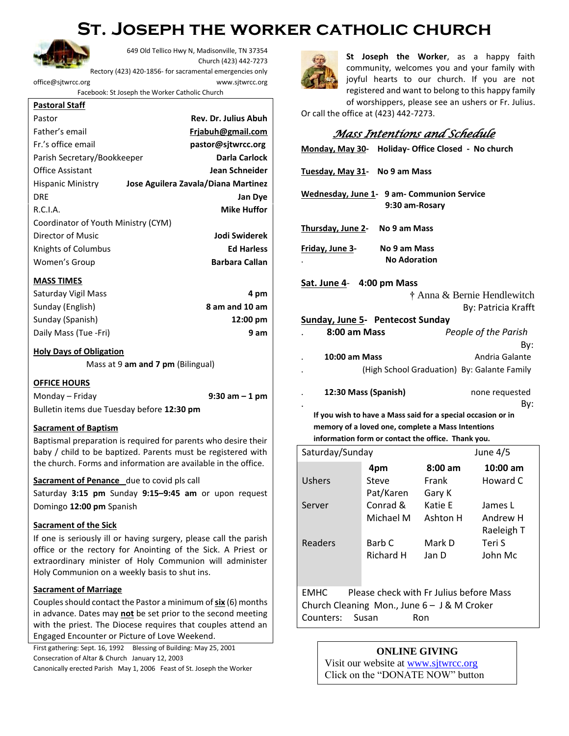# St. Joseph the Worker Catholic Church

649 Old Tellico Hwy N, Madisonville, TN 37354
Church (423) 442-7273
Rectory (423) 420-1856- for sacramental emergencies only
office@sjtwrcc.org www.sjtwrcc.org
Facebook: St Joseph the Worker Catholic Church

**Pastoral Staff**

| | |
|---|---|
| Pastor | **Rev. Dr. Julius Abuh** |
| Father's email | **Frjabuh@gmail.com** |
| Fr.'s office email | **pastor@sjtwrcc.org** |
| Parish Secretary/Bookkeeper | **Darla Carlock** |
| Office Assistant | **Jean Schneider** |
| Hispanic Ministry | **Jose Aguilera Zavala/Diana Martinez** |
| DRE | **Jan Dye** |
| R.C.I.A. | **Mike Huffor** |
| Coordinator of Youth Ministry (CYM) | |
| Director of Music | **Jodi Swiderek** |
| Knights of Columbus | **Ed Harless** |
| Women's Group | **Barbara Callan** |

**MASS TIMES**

| | |
|---|---|
| Saturday Vigil Mass | **4 pm** |
| Sunday (English) | **8 am and 10 am** |
| Sunday (Spanish) | **12:00 pm** |
| Daily Mass (Tue -Fri) | **9 am** |

**Holy Days of Obligation**

Mass at 9 **am and 7 pm** (Bilingual)

**OFFICE HOURS**

Monday – Friday **9:30 am – 1 pm**

Bulletin items due Tuesday before **12:30 pm**

**Sacrament of Baptism**

Baptismal preparation is required for parents who desire their baby / child to be baptized. Parents must be registered with the church. Forms and information are available in the office.

**Sacrament of Penance** due to covid pls call

Saturday **3:15 pm** Sunday **9:15–9:45 am** or upon request
Domingo **12:00 pm** Spanish

**Sacrament of the Sick**

If one is seriously ill or having surgery, please call the parish office or the rectory for Anointing of the Sick. A Priest or extraordinary minister of Holy Communion will administer Holy Communion on a weekly basis to shut ins.

**Sacrament of Marriage**

Couples should contact the Pastor a minimum of **six** (6) months in advance. Dates may **not** be set prior to the second meeting with the priest. The Diocese requires that couples attend an Engaged Encounter or Picture of Love Weekend.

First gathering: Sept. 16, 1992 Blessing of Building: May 25, 2001
Consecration of Altar & Church January 12, 2003
Canonically erected Parish May 1, 2006 Feast of St. Joseph the Worker

**St Joseph the Worker**, as a happy faith community, welcomes you and your family with joyful hearts to our church. If you are not registered and want to belong to this happy family of worshippers, please see an ushers or Fr. Julius. Or call the office at (423) 442-7273.

## *Mass Intentions and Schedule*

**Monday, May 30**- **Holiday- Office Closed - No church**

**Tuesday, May 31**- **No 9 am Mass**

**Wednesday, June 1**- **9 am- Communion Service**
**9:30 am-Rosary**

**Thursday, June 2**- **No 9 am Mass**

**Friday, June 3**- **No 9 am Mass**
**No Adoration**

**Sat. June 4**- **4:00 pm Mass**
† Anna & Bernie Hendlewitch
By: Patricia Krafft

**Sunday, June 5**- **Pentecost Sunday**

**8:00 am Mass** *People of the Parish*
By:

**10:00 am Mass** Andria Galante
(High School Graduation) By: Galante Family

**12:30 Mass (Spanish)** none requested
By:

**If you wish to have a Mass said for a special occasion or in memory of a loved one, complete a Mass Intentions information form or contact the office. Thank you.**

| Saturday/Sunday | | | June 4/5 |
|---|---|---|---|
| | **4pm** | **8:00 am** | **10:00 am** |
| Ushers | Steve<br>Pat/Karen | Frank<br>Gary K | Howard C |
| Server | Conrad &<br>Michael M | Katie E<br>Ashton H | James L<br>Andrew H<br>Raeleigh T |
| Readers | Barb C<br>Richard H | Mark D<br>Jan D | Teri S<br>John Mc |

EMHC Please check with Fr Julius before Mass
Church Cleaning Mon., June 6 – J & M Croker
Counters: Susan Ron

**ONLINE GIVING**
Visit our website at www.sjtwrcc.org
Click on the "DONATE NOW" button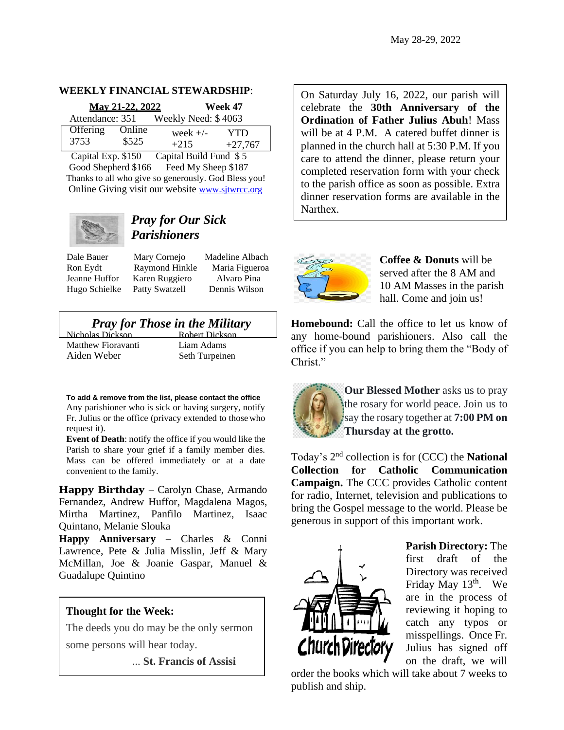May 28-29, 2022

**WEEKLY FINANCIAL STEWARDSHIP**:

**May 21-22, 2022** **Week 47**

Attendance: 351 Weekly Need: $ 4063

| Offering | Online | week +/- | YTD |
|---|---|---|---|
| 3753 | $525 | +215 | +27,767 |

Capital Exp. $150 Capital Build Fund $ 5
Good Shepherd $166 Feed My Sheep $187
Thanks to all who give so generously. God Bless you!
Online Giving visit our website www.sjtwrcc.org

## *Pray for Our Sick Parishioners*

| | | |
|---|---|---|
| Dale Bauer | Mary Cornejo | Madeline Albach |
| Ron Eydt | Raymond Hinkle | Maria Figueroa |
| Jeanne Huffor | Karen Ruggiero | Alvaro Pina |
| Hugo Schielke | Patty Swatzell | Dennis Wilson |

## *Pray for Those in the Military*

| | |
|---|---|
| Nicholas Dickson | Robert Dickson |
| Matthew Fioravanti | Liam Adams |
| Aiden Weber | Seth Turpeinen |

**To add & remove from the list, please contact the office**
Any parishioner who is sick or having surgery, notify Fr. Julius or the office (privacy extended to those who request it).
**Event of Death**: notify the office if you would like the Parish to share your grief if a family member dies. Mass can be offered immediately or at a date convenient to the family.

**Happy Birthday** – Carolyn Chase, Armando Fernandez, Andrew Huffor, Magdalena Magos, Mirtha Martinez, Panfilo Martinez, Isaac Quintano, Melanie Slouka
**Happy Anniversary –** Charles & Conni Lawrence, Pete & Julia Misslin, Jeff & Mary McMillan, Joe & Joanie Gaspar, Manuel & Guadalupe Quintino

**Thought for the Week:**
The deeds you do may be the only sermon some persons will hear today.
... **St. Francis of Assisi**

On Saturday July 16, 2022, our parish will celebrate the **30th Anniversary of the Ordination of Father Julius Abuh**! Mass will be at 4 P.M. A catered buffet dinner is planned in the church hall at 5:30 P.M. If you care to attend the dinner, please return your completed reservation form with your check to the parish office as soon as possible. Extra dinner reservation forms are available in the Narthex.

**Coffee & Donuts** will be served after the 8 AM and 10 AM Masses in the parish hall. Come and join us!

**Homebound:** Call the office to let us know of any home-bound parishioners. Also call the office if you can help to bring them the "Body of Christ."

**Our Blessed Mother** asks us to pray the rosary for world peace. Join us to say the rosary together at **7:00 PM on Thursday at the grotto.**

Today's 2nd collection is for (CCC) the **National Collection for Catholic Communication Campaign.** The CCC provides Catholic content for radio, Internet, television and publications to bring the Gospel message to the world. Please be generous in support of this important work.

**Parish Directory:** The first draft of the Directory was received Friday May 13th. We are in the process of reviewing it hoping to catch any typos or misspellings. Once Fr. Julius has signed off on the draft, we will order the books which will take about 7 weeks to publish and ship.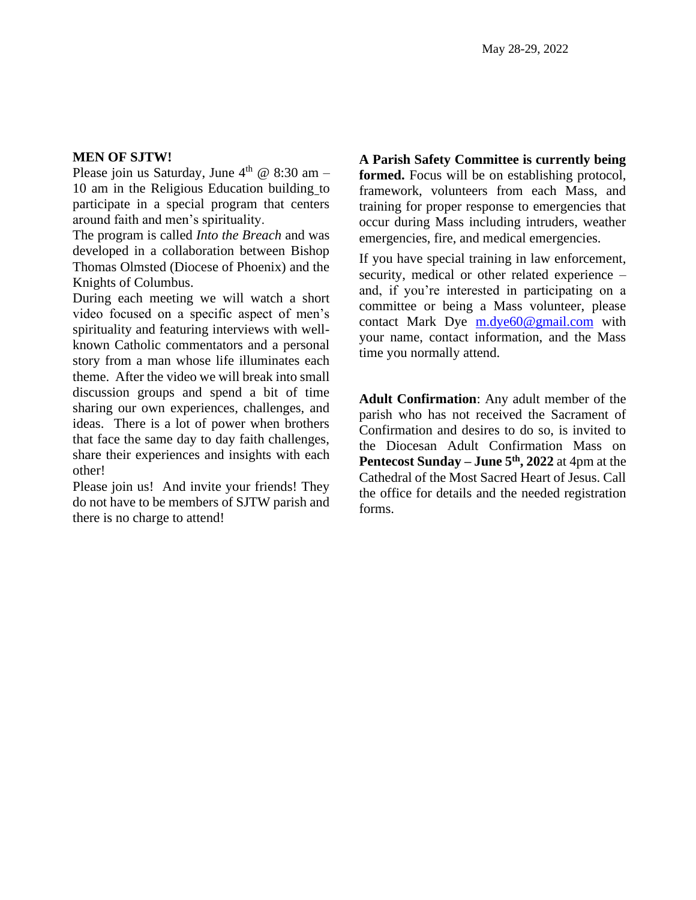**MEN OF SJTW!**

Please join us Saturday, June 4th @ 8:30 am – 10 am in the Religious Education building to participate in a special program that centers around faith and men's spirituality.

The program is called *Into the Breach* and was developed in a collaboration between Bishop Thomas Olmsted (Diocese of Phoenix) and the Knights of Columbus.

During each meeting we will watch a short video focused on a specific aspect of men's spirituality and featuring interviews with well-known Catholic commentators and a personal story from a man whose life illuminates each theme. After the video we will break into small discussion groups and spend a bit of time sharing our own experiences, challenges, and ideas. There is a lot of power when brothers that face the same day to day faith challenges, share their experiences and insights with each other!

Please join us! And invite your friends! They do not have to be members of SJTW parish and there is no charge to attend!

**A Parish Safety Committee is currently being formed.** Focus will be on establishing protocol, framework, volunteers from each Mass, and training for proper response to emergencies that occur during Mass including intruders, weather emergencies, fire, and medical emergencies.

If you have special training in law enforcement, security, medical or other related experience – and, if you're interested in participating on a committee or being a Mass volunteer, please contact Mark Dye m.dye60@gmail.com with your name, contact information, and the Mass time you normally attend.

**Adult Confirmation**: Any adult member of the parish who has not received the Sacrament of Confirmation and desires to do so, is invited to the Diocesan Adult Confirmation Mass on **Pentecost Sunday – June 5th, 2022** at 4pm at the Cathedral of the Most Sacred Heart of Jesus. Call the office for details and the needed registration forms.